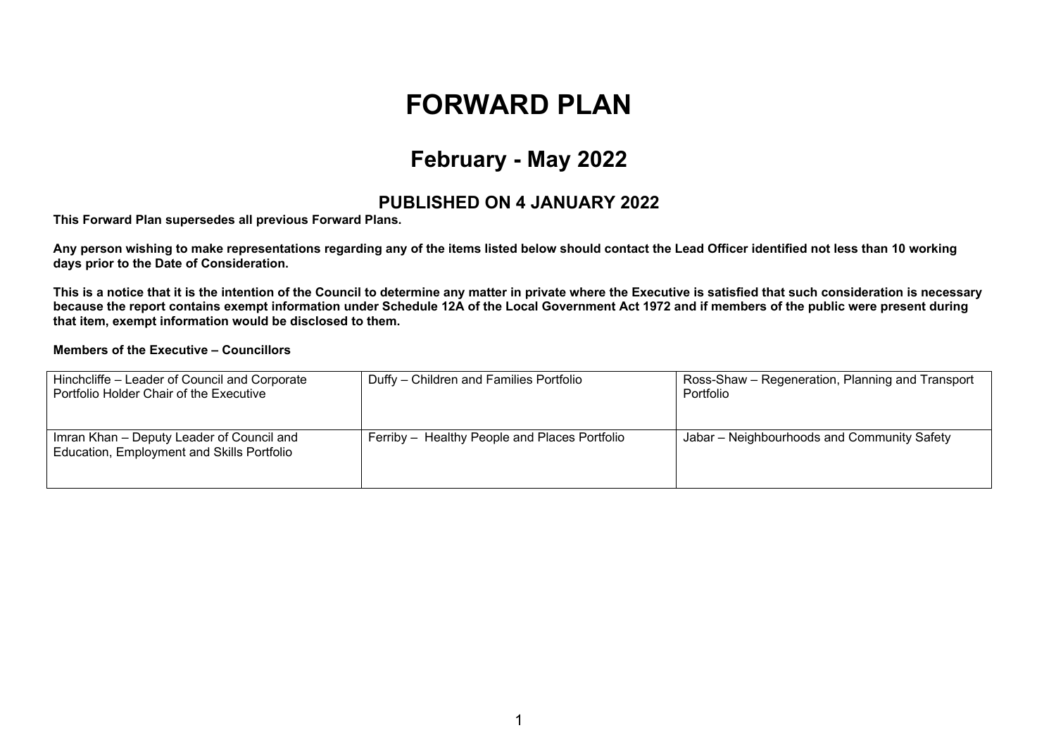# FORWARD PLAN

## February - May 2022

### PUBLISHED ON 4 JANUARY 2022

**This Forward Plan supersedes all previous Forward Plans.**

**Any person wishing to make representations regarding any of the items listed below should contact the Lead Officer identified not less than 10 working days prior to the Date of Consideration.**

**This is a notice that it is the intention of the Council to determine any matter in private where the Executive is satisfied that such consideration is necessary because the report contains exempt information under Schedule 12A of the Local Government Act 1972 and if members of the public were present during that item, exempt information would be disclosed to them.**

**Members of the Executive – Councillors**

| | | |
|---|---|---|
| Hinchcliffe – Leader of Council and Corporate Portfolio Holder Chair of the Executive | Duffy – Children and Families Portfolio | Ross-Shaw – Regeneration, Planning and Transport Portfolio |
| Imran Khan – Deputy Leader of Council and Education, Employment and Skills Portfolio | Ferriby – Healthy People and Places Portfolio | Jabar – Neighbourhoods and Community Safety |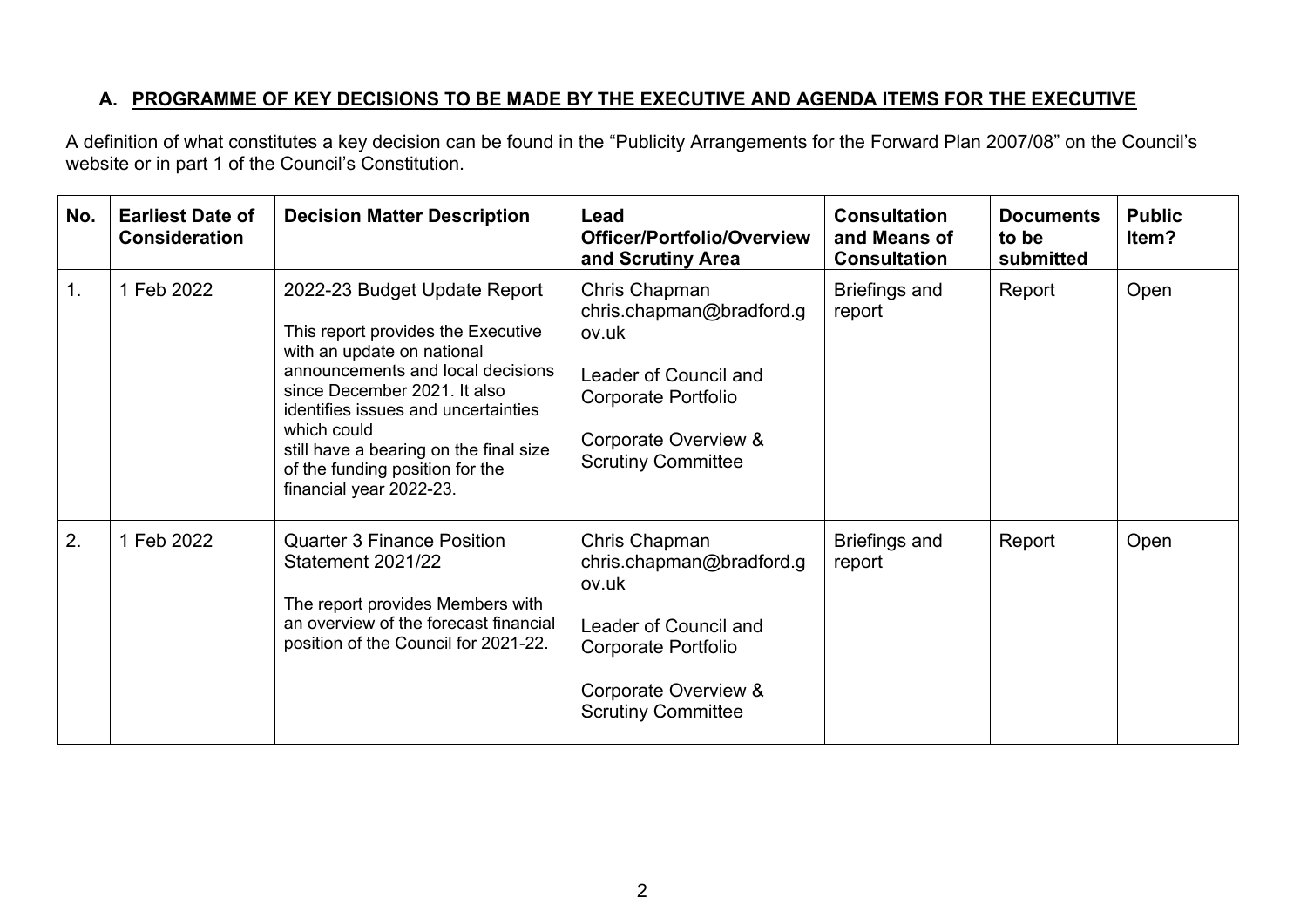## A. PROGRAMME OF KEY DECISIONS TO BE MADE BY THE EXECUTIVE AND AGENDA ITEMS FOR THE EXECUTIVE

A definition of what constitutes a key decision can be found in the "Publicity Arrangements for the Forward Plan 2007/08" on the Council's website or in part 1 of the Council's Constitution.

| No. | Earliest Date of Consideration | Decision Matter Description | Lead Officer/Portfolio/Overview and Scrutiny Area | Consultation and Means of Consultation | Documents to be submitted | Public Item? |
|---|---|---|---|---|---|---|
| 1. | 1 Feb 2022 | 2022-23 Budget Update Report<br><br>This report provides the Executive with an update on national announcements and local decisions since December 2021. It also identifies issues and uncertainties which could still have a bearing on the final size of the funding position for the financial year 2022-23. | Chris Chapman chris.chapman@bradford.gov.uk<br><br>Leader of Council and Corporate Portfolio<br><br>Corporate Overview & Scrutiny Committee | Briefings and report | Report | Open |
| 2. | 1 Feb 2022 | Quarter 3 Finance Position Statement 2021/22<br><br>The report provides Members with an overview of the forecast financial position of the Council for 2021-22. | Chris Chapman chris.chapman@bradford.gov.uk<br><br>Leader of Council and Corporate Portfolio<br><br>Corporate Overview & Scrutiny Committee | Briefings and report | Report | Open |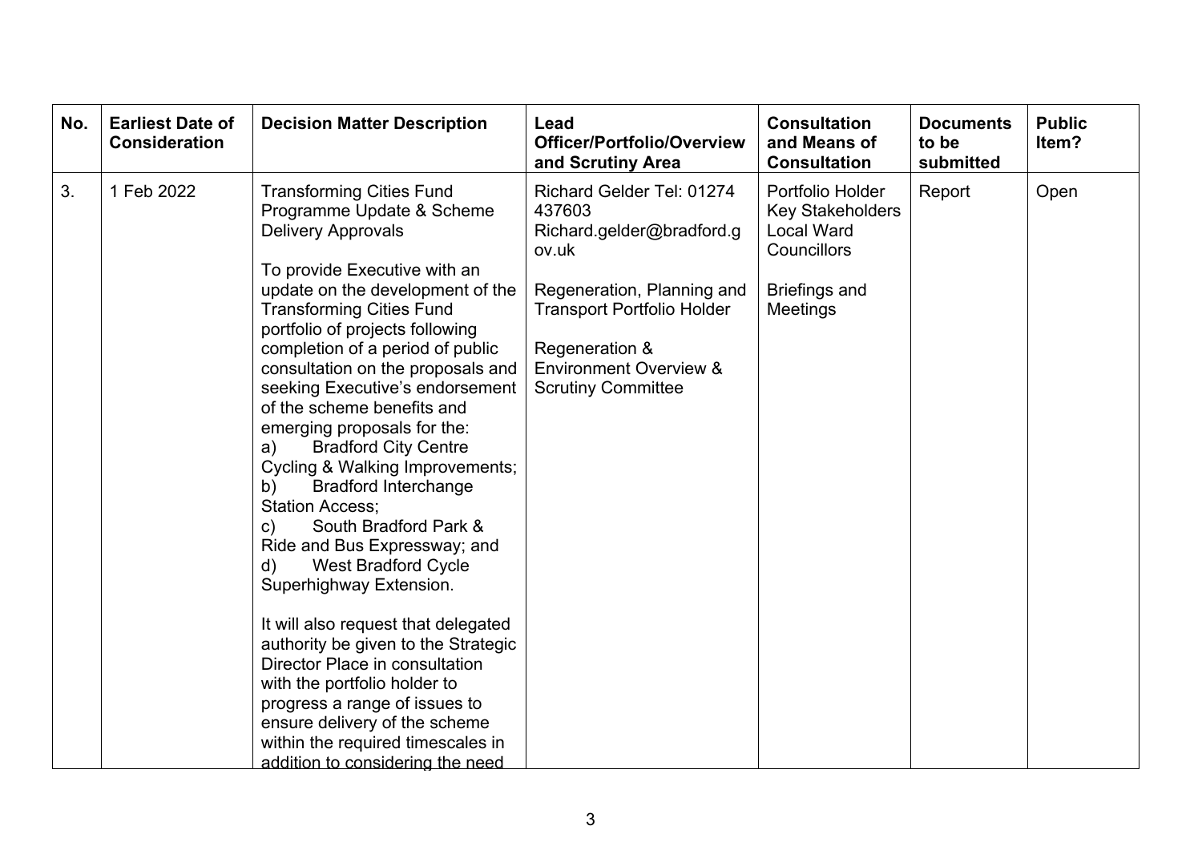| No. | Earliest Date of Consideration | Decision Matter Description | Lead Officer/Portfolio/Overview and Scrutiny Area | Consultation and Means of Consultation | Documents to be submitted | Public Item? |
|---|---|---|---|---|---|---|
| 3. | 1 Feb 2022 | Transforming Cities Fund Programme Update & Scheme Delivery Approvals<br><br>To provide Executive with an update on the development of the Transforming Cities Fund portfolio of projects following completion of a period of public consultation on the proposals and seeking Executive's endorsement of the scheme benefits and emerging proposals for the:<br>a) Bradford City Centre Cycling & Walking Improvements;<br>b) Bradford Interchange Station Access;<br>c) South Bradford Park & Ride and Bus Expressway; and<br>d) West Bradford Cycle Superhighway Extension.<br><br>It will also request that delegated authority be given to the Strategic Director Place in consultation with the portfolio holder to progress a range of issues to ensure delivery of the scheme within the required timescales in addition to considering the need | Richard Gelder Tel: 01274 437603 Richard.gelder@bradford.gov.uk<br><br>Regeneration, Planning and Transport Portfolio Holder<br><br>Regeneration & Environment Overview & Scrutiny Committee | Portfolio Holder<br>Key Stakeholders<br>Local Ward Councillors<br><br>Briefings and Meetings | Report | Open |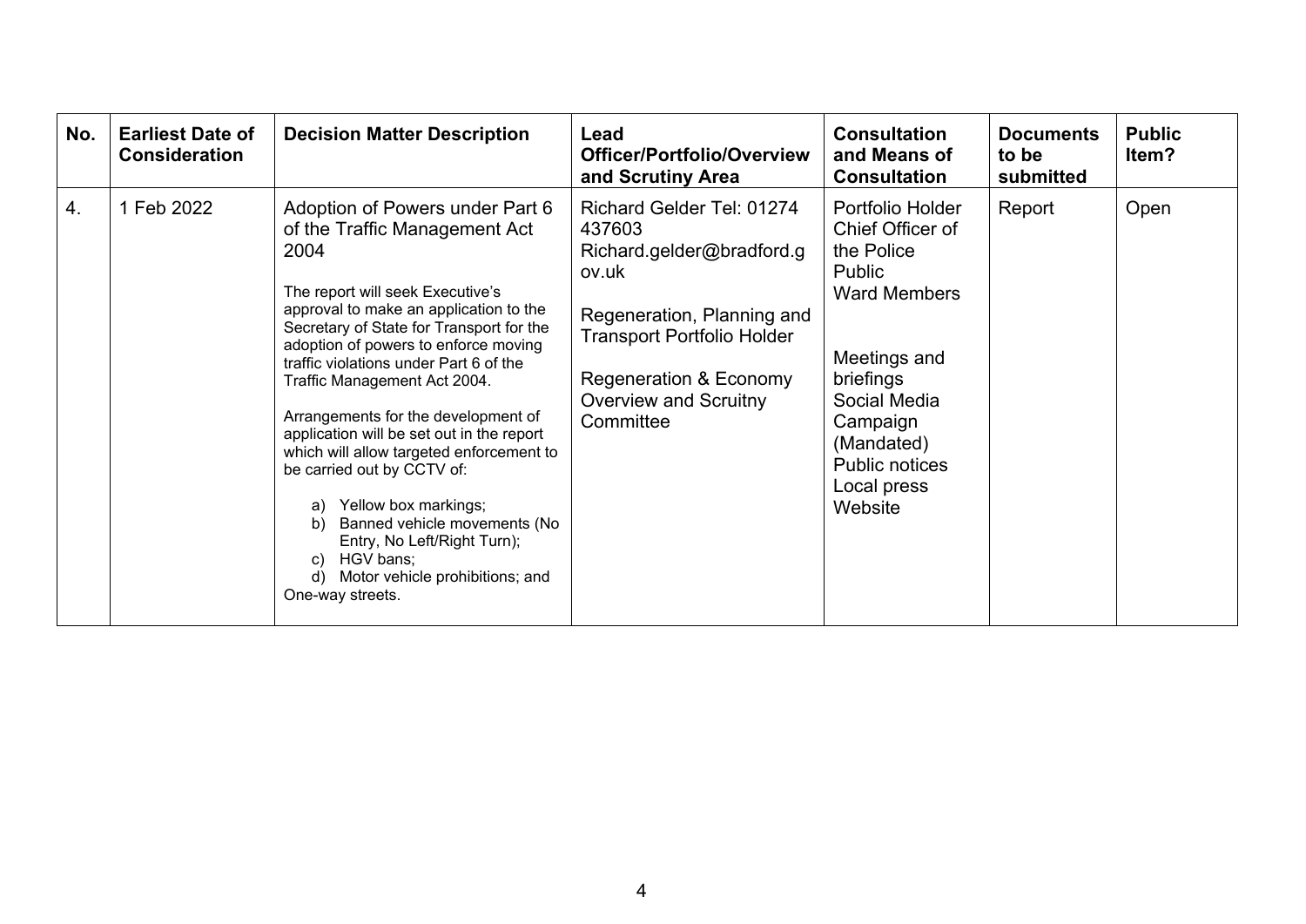| No. | Earliest Date of Consideration | Decision Matter Description | Lead Officer/Portfolio/Overview and Scrutiny Area | Consultation and Means of Consultation | Documents to be submitted | Public Item? |
|---|---|---|---|---|---|---|
| 4. | 1 Feb 2022 | Adoption of Powers under Part 6 of the Traffic Management Act 2004<br><br>The report will seek Executive's approval to make an application to the Secretary of State for Transport for the adoption of powers to enforce moving traffic violations under Part 6 of the Traffic Management Act 2004.<br><br>Arrangements for the development of application will be set out in the report which will allow targeted enforcement to be carried out by CCTV of:<br><br>a) Yellow box markings;<br>b) Banned vehicle movements (No Entry, No Left/Right Turn);<br>c) HGV bans;<br>d) Motor vehicle prohibitions; and<br>One-way streets. | Richard Gelder Tel: 01274 437603 Richard.gelder@bradford.gov.uk<br><br>Regeneration, Planning and Transport Portfolio Holder<br><br>Regeneration & Economy Overview and Scruitny Committee | Portfolio Holder<br>Chief Officer of the Police<br>Public<br>Ward Members<br><br>Meetings and briefings<br>Social Media Campaign (Mandated)<br>Public notices<br>Local press<br>Website | Report | Open |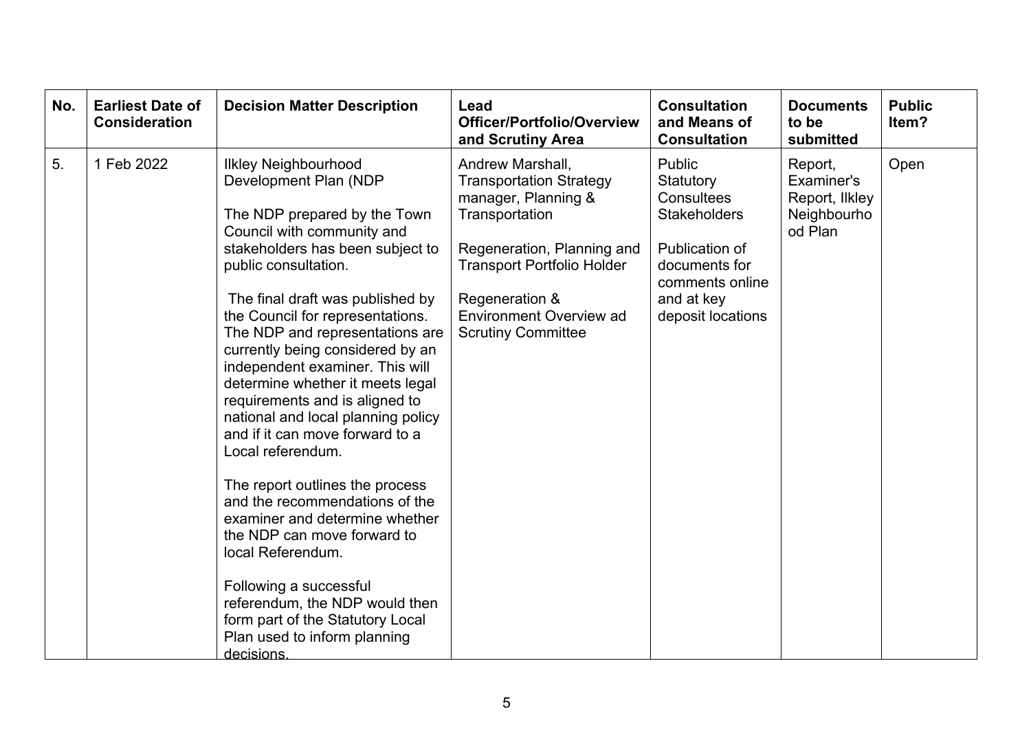| No. | Earliest Date of Consideration | Decision Matter Description | Lead Officer/Portfolio/Overview and Scrutiny Area | Consultation and Means of Consultation | Documents to be submitted | Public Item? |
|---|---|---|---|---|---|---|
| 5. | 1 Feb 2022 | Ilkley Neighbourhood Development Plan (NDP<br><br>The NDP prepared by the Town Council with community and stakeholders has been subject to public consultation.<br><br>The final draft was published by the Council for representations. The NDP and representations are currently being considered by an independent examiner. This will determine whether it meets legal requirements and is aligned to national and local planning policy and if it can move forward to a Local referendum.<br><br>The report outlines the process and the recommendations of the examiner and determine whether the NDP can move forward to local Referendum.<br><br>Following a successful referendum, the NDP would then form part of the Statutory Local Plan used to inform planning decisions. | Andrew Marshall, Transportation Strategy manager, Planning & Transportation<br><br>Regeneration, Planning and Transport Portfolio Holder<br><br>Regeneration & Environment Overview ad Scrutiny Committee | Public Statutory Consultees Stakeholders<br><br>Publication of documents for comments online and at key deposit locations | Report, Examiner's Report, Ilkley Neighbourhood Plan | Open |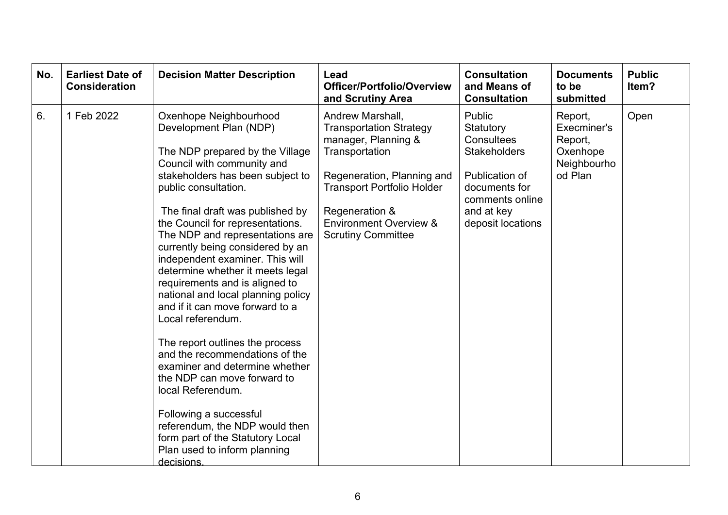| No. | Earliest Date of Consideration | Decision Matter Description | Lead Officer/Portfolio/Overview and Scrutiny Area | Consultation and Means of Consultation | Documents to be submitted | Public Item? |
|---|---|---|---|---|---|---|
| 6. | 1 Feb 2022 | Oxenhope Neighbourhood Development Plan (NDP)<br><br>The NDP prepared by the Village Council with community and stakeholders has been subject to public consultation.<br><br>The final draft was published by the Council for representations. The NDP and representations are currently being considered by an independent examiner. This will determine whether it meets legal requirements and is aligned to national and local planning policy and if it can move forward to a Local referendum.<br><br>The report outlines the process and the recommendations of the examiner and determine whether the NDP can move forward to local Referendum.<br><br>Following a successful referendum, the NDP would then form part of the Statutory Local Plan used to inform planning decisions. | Andrew Marshall, Transportation Strategy manager, Planning & Transportation<br><br>Regeneration, Planning and Transport Portfolio Holder<br><br>Regeneration & Environment Overview & Scrutiny Committee | Public Statutory Consultees Stakeholders<br><br>Publication of documents for comments online and at key deposit locations | Report, Execminer's Report, Oxenhope Neighbourhood Plan | Open |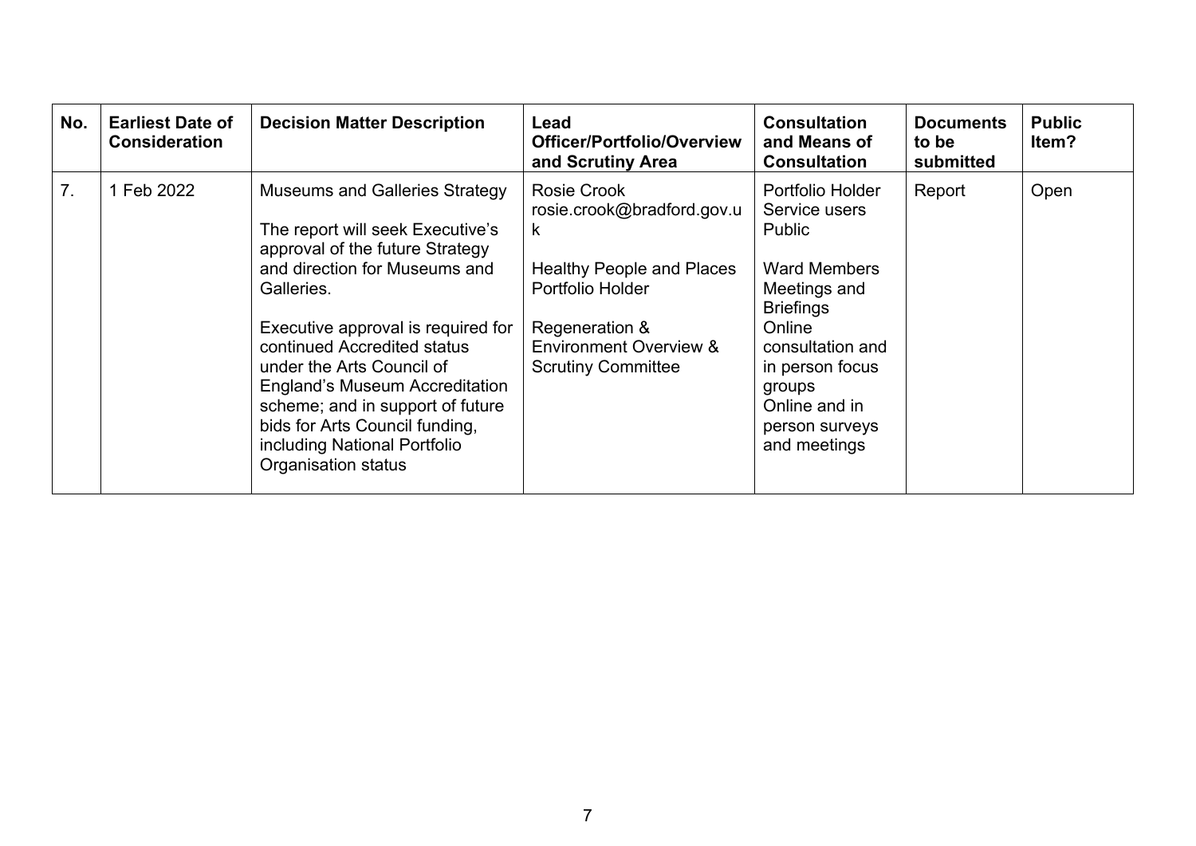| No. | Earliest Date of Consideration | Decision Matter Description | Lead Officer/Portfolio/Overview and Scrutiny Area | Consultation and Means of Consultation | Documents to be submitted | Public Item? |
|---|---|---|---|---|---|---|
| 7. | 1 Feb 2022 | Museums and Galleries Strategy<br><br>The report will seek Executive's approval of the future Strategy and direction for Museums and Galleries.<br><br>Executive approval is required for continued Accredited status under the Arts Council of England's Museum Accreditation scheme; and in support of future bids for Arts Council funding, including National Portfolio Organisation status | Rosie Crook<br>rosie.crook@bradford.gov.uk<br><br>Healthy People and Places Portfolio Holder<br><br>Regeneration & Environment Overview & Scrutiny Committee | Portfolio Holder<br>Service users<br>Public<br><br>Ward Members<br>Meetings and Briefings<br>Online consultation and in person focus groups<br>Online and in person surveys and meetings | Report | Open |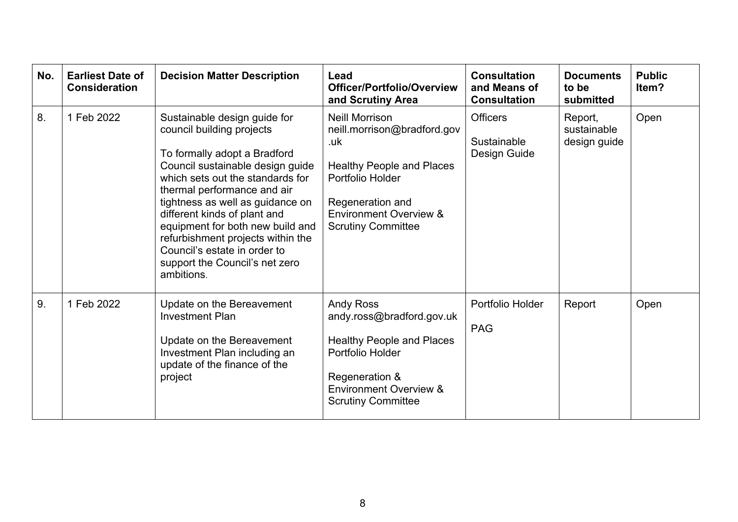| No. | Earliest Date of Consideration | Decision Matter Description | Lead Officer/Portfolio/Overview and Scrutiny Area | Consultation and Means of Consultation | Documents to be submitted | Public Item? |
|---|---|---|---|---|---|---|
| 8. | 1 Feb 2022 | Sustainable design guide for council building projects<br><br>To formally adopt a Bradford Council sustainable design guide which sets out the standards for thermal performance and air tightness as well as guidance on different kinds of plant and equipment for both new build and refurbishment projects within the Council's estate in order to support the Council's net zero ambitions. | Neill Morrison neill.morrison@bradford.gov.uk<br><br>Healthy People and Places Portfolio Holder<br><br>Regeneration and Environment Overview & Scrutiny Committee | Officers<br><br>Sustainable Design Guide | Report, sustainable design guide | Open |
| 9. | 1 Feb 2022 | Update on the Bereavement Investment Plan<br><br>Update on the Bereavement Investment Plan including an update of the finance of the project | Andy Ross andy.ross@bradford.gov.uk<br><br>Healthy People and Places Portfolio Holder<br><br>Regeneration & Environment Overview & Scrutiny Committee | Portfolio Holder<br><br>PAG | Report | Open |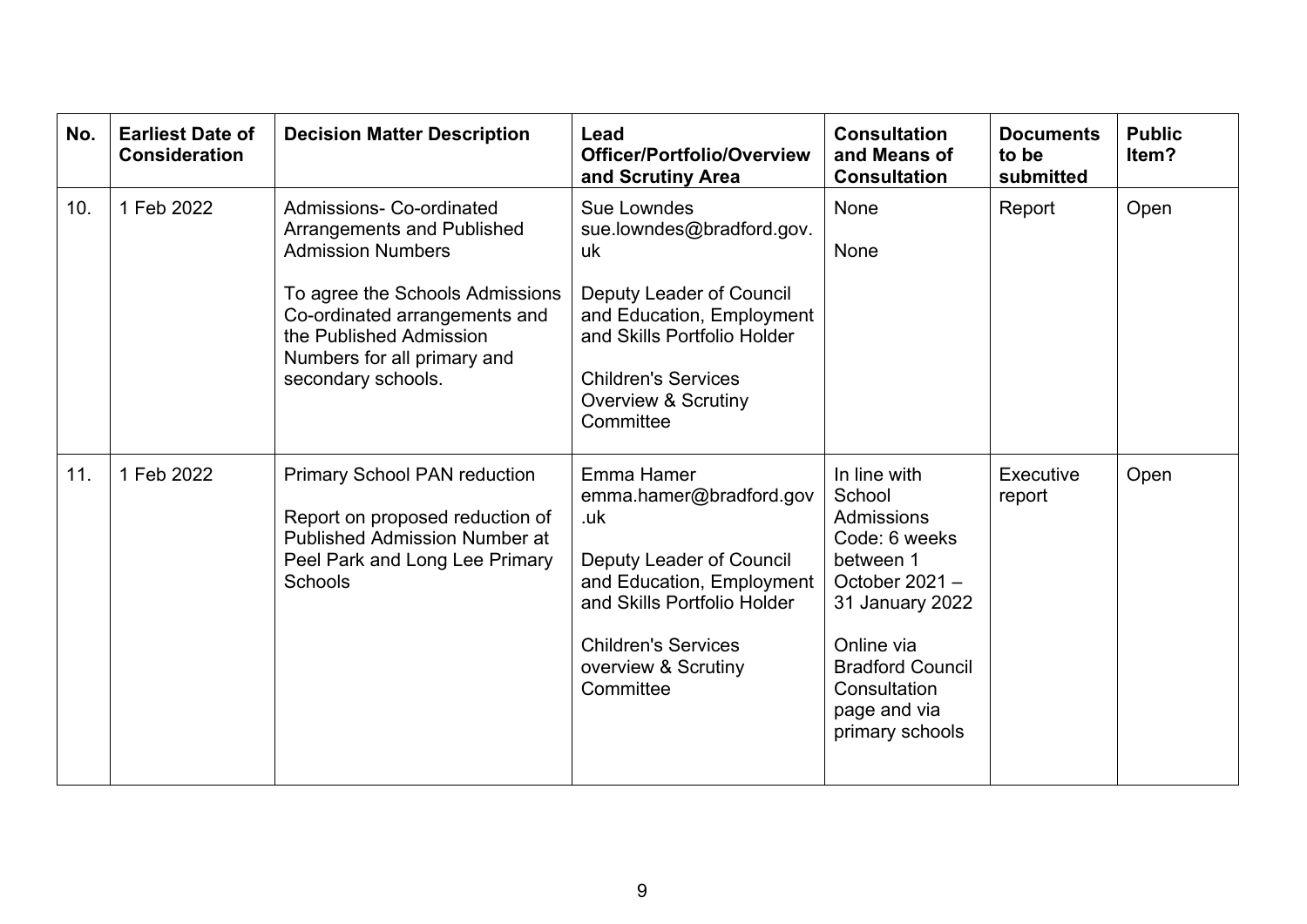| No. | Earliest Date of Consideration | Decision Matter Description | Lead Officer/Portfolio/Overview and Scrutiny Area | Consultation and Means of Consultation | Documents to be submitted | Public Item? |
|---|---|---|---|---|---|---|
| 10. | 1 Feb 2022 | Admissions- Co-ordinated Arrangements and Published Admission Numbers<br><br>To agree the Schools Admissions Co-ordinated arrangements and the Published Admission Numbers for all primary and secondary schools. | Sue Lowndes sue.lowndes@bradford.gov.uk<br><br>Deputy Leader of Council and Education, Employment and Skills Portfolio Holder<br><br>Children's Services Overview & Scrutiny Committee | None<br><br>None | Report | Open |
| 11. | 1 Feb 2022 | Primary School PAN reduction<br><br>Report on proposed reduction of Published Admission Number at Peel Park and Long Lee Primary Schools | Emma Hamer emma.hamer@bradford.gov.uk<br><br>Deputy Leader of Council and Education, Employment and Skills Portfolio Holder<br><br>Children's Services overview & Scrutiny Committee | In line with School Admissions Code: 6 weeks between 1 October 2021 – 31 January 2022<br><br>Online via Bradford Council Consultation page and via primary schools | Executive report | Open |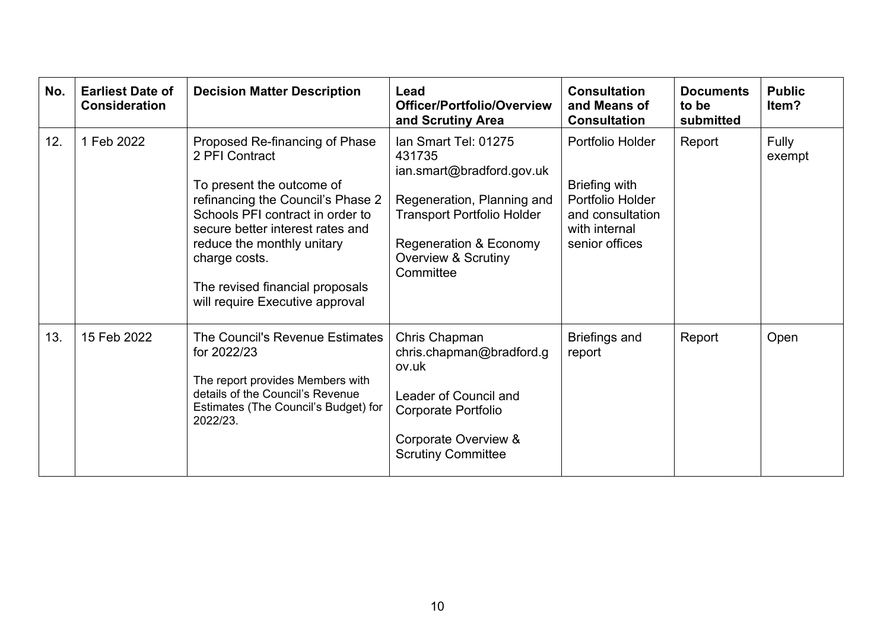| No. | Earliest Date of Consideration | Decision Matter Description | Lead Officer/Portfolio/Overview and Scrutiny Area | Consultation and Means of Consultation | Documents to be submitted | Public Item? |
|---|---|---|---|---|---|---|
| 12. | 1 Feb 2022 | Proposed Re-financing of Phase 2 PFI Contract<br><br>To present the outcome of refinancing the Council's Phase 2 Schools PFI contract in order to secure better interest rates and reduce the monthly unitary charge costs.<br><br>The revised financial proposals will require Executive approval | Ian Smart Tel: 01275 431735 ian.smart@bradford.gov.uk<br><br>Regeneration, Planning and Transport Portfolio Holder<br><br>Regeneration & Economy Overview & Scrutiny Committee | Portfolio Holder<br><br>Briefing with Portfolio Holder and consultation with internal senior offices | Report | Fully exempt |
| 13. | 15 Feb 2022 | The Council's Revenue Estimates for 2022/23<br><br>The report provides Members with details of the Council's Revenue Estimates (The Council's Budget) for 2022/23. | Chris Chapman chris.chapman@bradford.gov.uk<br><br>Leader of Council and Corporate Portfolio<br><br>Corporate Overview & Scrutiny Committee | Briefings and report | Report | Open |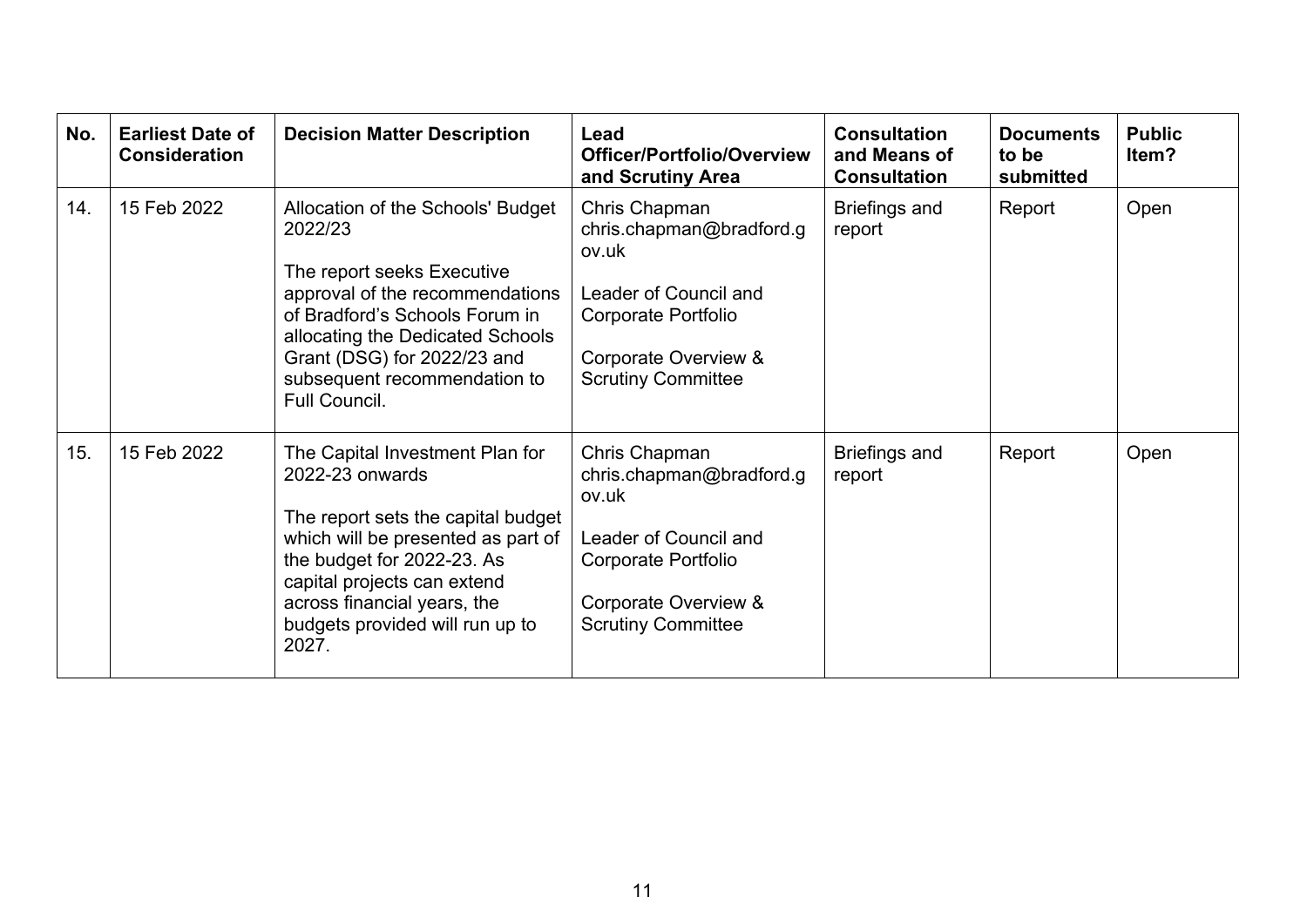| No. | Earliest Date of Consideration | Decision Matter Description | Lead Officer/Portfolio/Overview and Scrutiny Area | Consultation and Means of Consultation | Documents to be submitted | Public Item? |
|---|---|---|---|---|---|---|
| 14. | 15 Feb 2022 | Allocation of the Schools' Budget 2022/23<br><br>The report seeks Executive approval of the recommendations of Bradford's Schools Forum in allocating the Dedicated Schools Grant (DSG) for 2022/23 and subsequent recommendation to Full Council. | Chris Chapman chris.chapman@bradford.gov.uk<br><br>Leader of Council and Corporate Portfolio<br><br>Corporate Overview & Scrutiny Committee | Briefings and report | Report | Open |
| 15. | 15 Feb 2022 | The Capital Investment Plan for 2022-23 onwards<br><br>The report sets the capital budget which will be presented as part of the budget for 2022-23. As capital projects can extend across financial years, the budgets provided will run up to 2027. | Chris Chapman chris.chapman@bradford.gov.uk<br><br>Leader of Council and Corporate Portfolio<br><br>Corporate Overview & Scrutiny Committee | Briefings and report | Report | Open |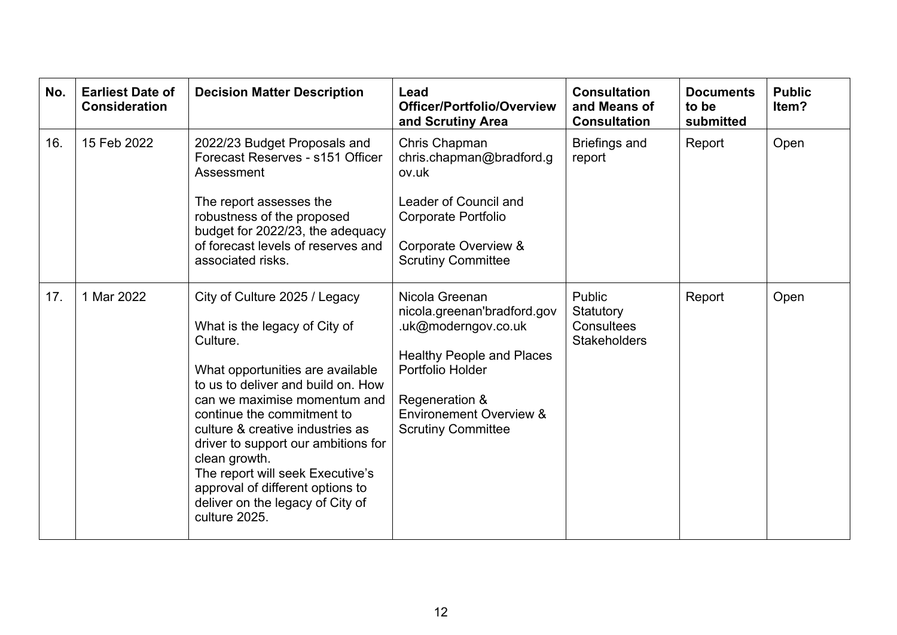| No. | Earliest Date of Consideration | Decision Matter Description | Lead Officer/Portfolio/Overview and Scrutiny Area | Consultation and Means of Consultation | Documents to be submitted | Public Item? |
|---|---|---|---|---|---|---|
| 16. | 15 Feb 2022 | 2022/23 Budget Proposals and Forecast Reserves - s151 Officer Assessment<br><br>The report assesses the robustness of the proposed budget for 2022/23, the adequacy of forecast levels of reserves and associated risks. | Chris Chapman chris.chapman@bradford.gov.uk<br><br>Leader of Council and Corporate Portfolio<br><br>Corporate Overview & Scrutiny Committee | Briefings and report | Report | Open |
| 17. | 1 Mar 2022 | City of Culture 2025 / Legacy<br><br>What is the legacy of City of Culture.<br><br>What opportunities are available to us to deliver and build on. How can we maximise momentum and continue the commitment to culture & creative industries as driver to support our ambitions for clean growth.<br>The report will seek Executive's approval of different options to deliver on the legacy of City of culture 2025. | Nicola Greenan nicola.greenan'bradford.gov.uk@moderngov.co.uk<br><br>Healthy People and Places Portfolio Holder<br><br>Regeneration & Environement Overview & Scrutiny Committee | Public<br>Statutory Consultees<br>Stakeholders | Report | Open |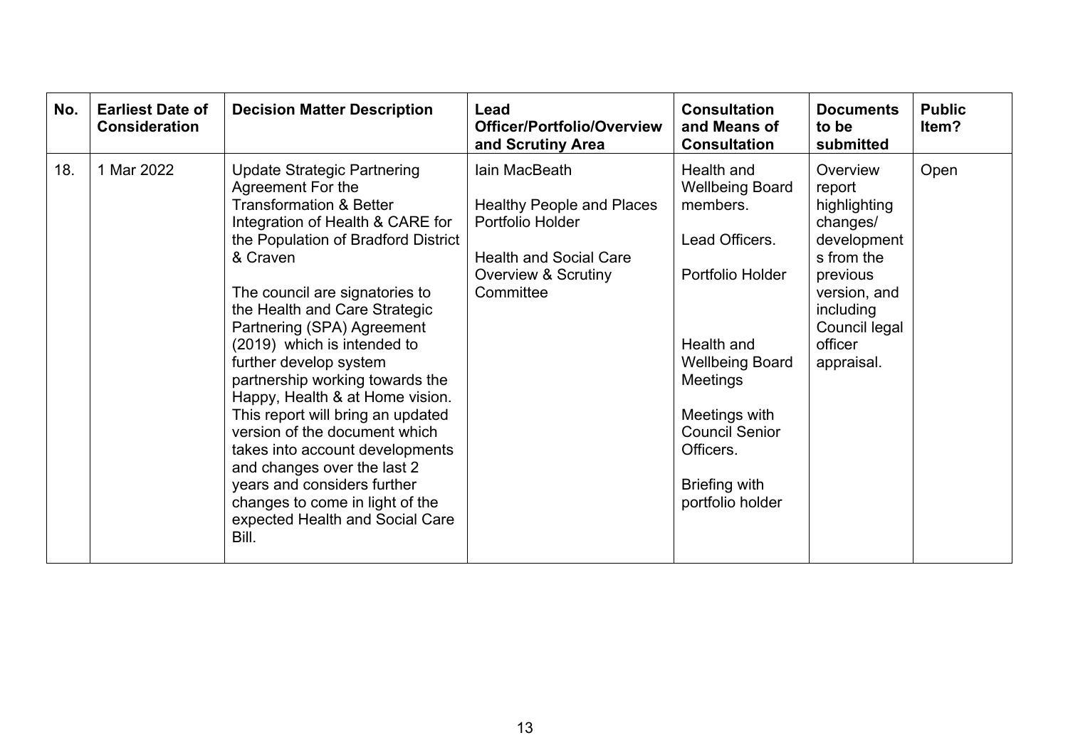| No. | Earliest Date of Consideration | Decision Matter Description | Lead Officer/Portfolio/Overview and Scrutiny Area | Consultation and Means of Consultation | Documents to be submitted | Public Item? |
|---|---|---|---|---|---|---|
| 18. | 1 Mar 2022 | Update Strategic Partnering Agreement For the Transformation & Better Integration of Health & CARE for the Population of Bradford District & Craven<br><br>The council are signatories to the Health and Care Strategic Partnering (SPA) Agreement (2019) which is intended to further develop system partnership working towards the Happy, Health & at Home vision. This report will bring an updated version of the document which takes into account developments and changes over the last 2 years and considers further changes to come in light of the expected Health and Social Care Bill. | Iain MacBeath<br><br>Healthy People and Places Portfolio Holder<br><br>Health and Social Care Overview & Scrutiny Committee | Health and Wellbeing Board members.<br><br>Lead Officers.<br><br>Portfolio Holder<br><br>Health and Wellbeing Board Meetings<br><br>Meetings with Council Senior Officers.<br><br>Briefing with portfolio holder | Overview report highlighting changes/ developments from the previous version, and including Council legal officer appraisal. | Open |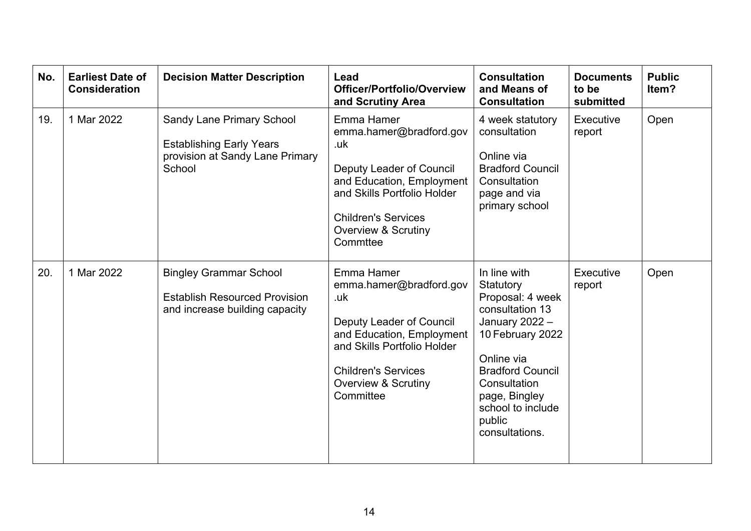| No. | Earliest Date of Consideration | Decision Matter Description | Lead Officer/Portfolio/Overview and Scrutiny Area | Consultation and Means of Consultation | Documents to be submitted | Public Item? |
|---|---|---|---|---|---|---|
| 19. | 1 Mar 2022 | Sandy Lane Primary School<br><br>Establishing Early Years provision at Sandy Lane Primary School | Emma Hamer emma.hamer@bradford.gov.uk<br><br>Deputy Leader of Council and Education, Employment and Skills Portfolio Holder<br><br>Children's Services Overview & Scrutiny Commttee | 4 week statutory consultation<br><br>Online via Bradford Council Consultation page and via primary school | Executive report | Open |
| 20. | 1 Mar 2022 | Bingley Grammar School<br><br>Establish Resourced Provision and increase building capacity | Emma Hamer emma.hamer@bradford.gov.uk<br><br>Deputy Leader of Council and Education, Employment and Skills Portfolio Holder<br><br>Children's Services Overview & Scrutiny Committee | In line with Statutory Proposal: 4 week consultation 13 January 2022 – 10 February 2022<br><br>Online via Bradford Council Consultation page, Bingley school to include public consultations. | Executive report | Open |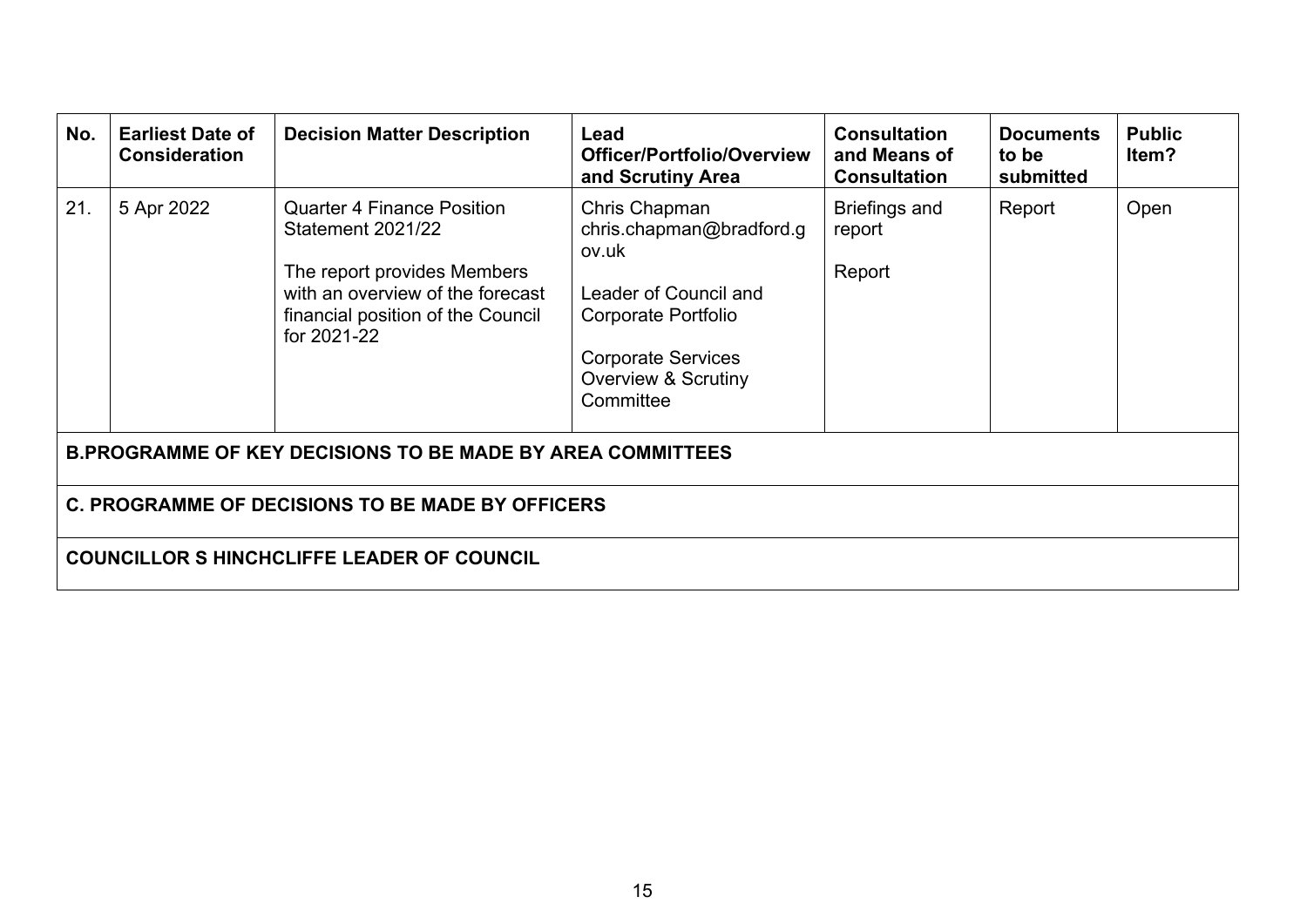| No. | Earliest Date of Consideration | Decision Matter Description | Lead Officer/Portfolio/Overview and Scrutiny Area | Consultation and Means of Consultation | Documents to be submitted | Public Item? |
|---|---|---|---|---|---|---|
| 21. | 5 Apr 2022 | Quarter 4 Finance Position Statement 2021/22<br><br>The report provides Members with an overview of the forecast financial position of the Council for 2021-22 | Chris Chapman chris.chapman@bradford.gov.uk<br><br>Leader of Council and Corporate Portfolio<br><br>Corporate Services Overview & Scrutiny Committee | Briefings and report<br><br>Report | Report | Open |

**B.PROGRAMME OF KEY DECISIONS TO BE MADE BY AREA COMMITTEES**

**C. PROGRAMME OF DECISIONS TO BE MADE BY OFFICERS**

**COUNCILLOR S HINCHCLIFFE LEADER OF COUNCIL**